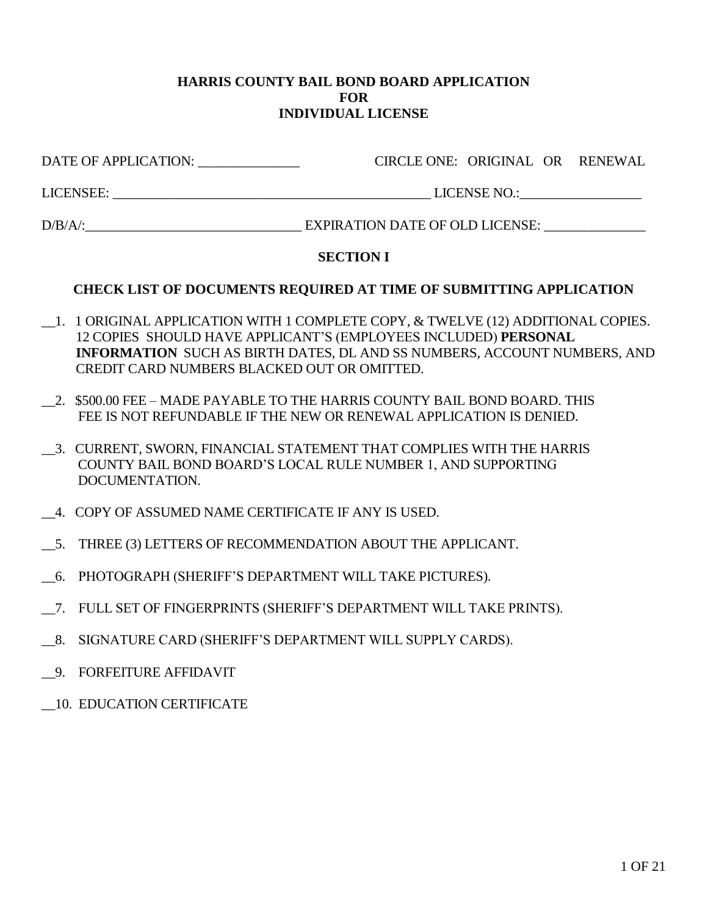# HARRIS COUNTY BAIL BOND BOARD APPLICATION FOR INDIVIDUAL LICENSE

DATE OF APPLICATION: _______________ CIRCLE ONE: ORIGINAL OR RENEWAL

LICENSEE: _________________________________________________ LICENSE NO.:__________________

D/B/A/:________________________________ EXPIRATION DATE OF OLD LICENSE: _______________

## SECTION I

### CHECK LIST OF DOCUMENTS REQUIRED AT TIME OF SUBMITTING APPLICATION

__1. 1 ORIGINAL APPLICATION WITH 1 COMPLETE COPY, & TWELVE (12) ADDITIONAL COPIES. 12 COPIES SHOULD HAVE APPLICANT'S (EMPLOYEES INCLUDED) **PERSONAL INFORMATION** SUCH AS BIRTH DATES, DL AND SS NUMBERS, ACCOUNT NUMBERS, AND CREDIT CARD NUMBERS BLACKED OUT OR OMITTED.

__2. $500.00 FEE – MADE PAYABLE TO THE HARRIS COUNTY BAIL BOND BOARD. THIS FEE IS NOT REFUNDABLE IF THE NEW OR RENEWAL APPLICATION IS DENIED.

__3. CURRENT, SWORN, FINANCIAL STATEMENT THAT COMPLIES WITH THE HARRIS COUNTY BAIL BOND BOARD'S LOCAL RULE NUMBER 1, AND SUPPORTING DOCUMENTATION.

__4. COPY OF ASSUMED NAME CERTIFICATE IF ANY IS USED.

__5. THREE (3) LETTERS OF RECOMMENDATION ABOUT THE APPLICANT.

__6. PHOTOGRAPH (SHERIFF'S DEPARTMENT WILL TAKE PICTURES).

__7. FULL SET OF FINGERPRINTS (SHERIFF'S DEPARTMENT WILL TAKE PRINTS).

__8. SIGNATURE CARD (SHERIFF'S DEPARTMENT WILL SUPPLY CARDS).

__9. FORFEITURE AFFIDAVIT

__10. EDUCATION CERTIFICATE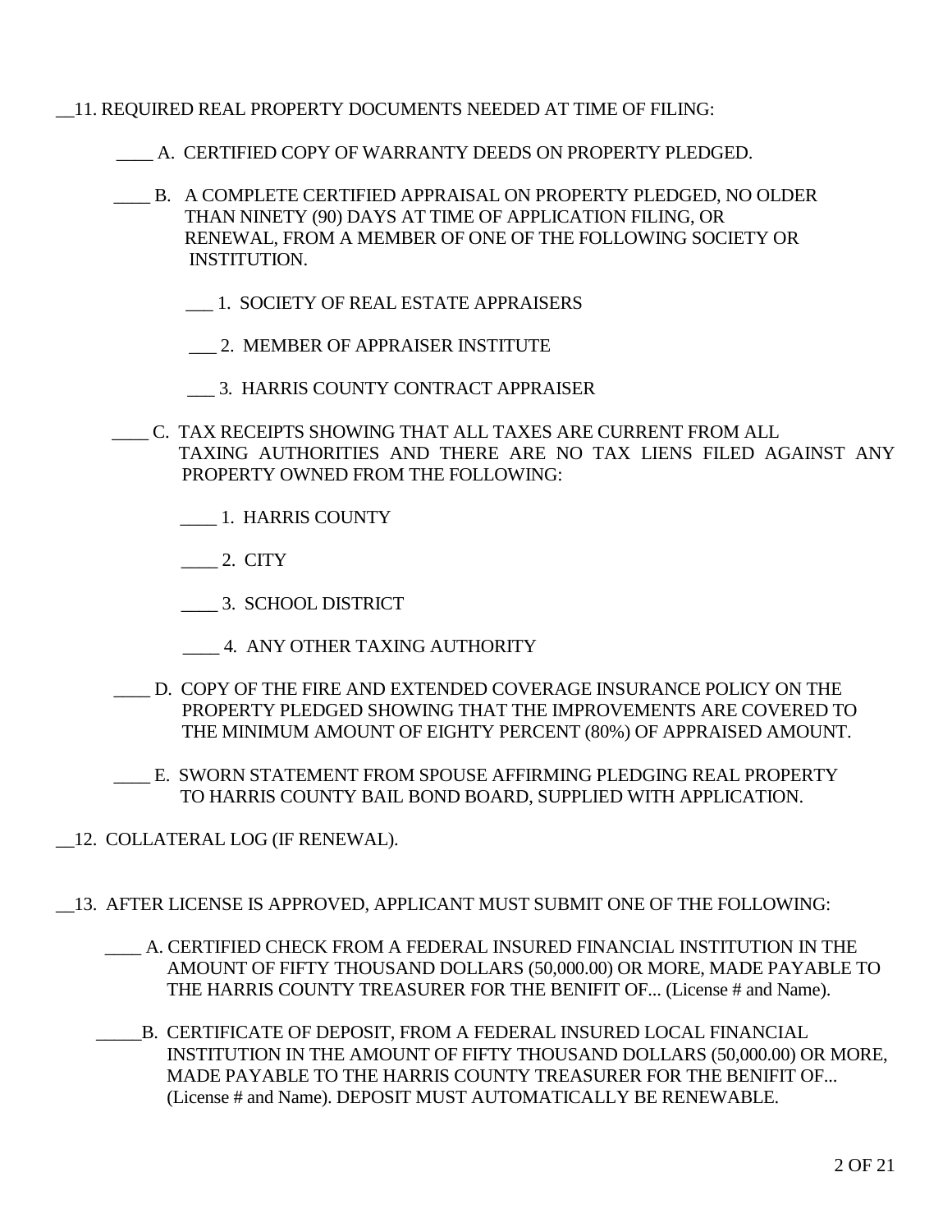__11. REQUIRED REAL PROPERTY DOCUMENTS NEEDED AT TIME OF FILING:

____ A. CERTIFIED COPY OF WARRANTY DEEDS ON PROPERTY PLEDGED.

____ B. A COMPLETE CERTIFIED APPRAISAL ON PROPERTY PLEDGED, NO OLDER THAN NINETY (90) DAYS AT TIME OF APPLICATION FILING, OR RENEWAL, FROM A MEMBER OF ONE OF THE FOLLOWING SOCIETY OR INSTITUTION.

___ 1. SOCIETY OF REAL ESTATE APPRAISERS

___ 2. MEMBER OF APPRAISER INSTITUTE

___ 3. HARRIS COUNTY CONTRACT APPRAISER

____ C. TAX RECEIPTS SHOWING THAT ALL TAXES ARE CURRENT FROM ALL TAXING AUTHORITIES AND THERE ARE NO TAX LIENS FILED AGAINST ANY PROPERTY OWNED FROM THE FOLLOWING:

____ 1. HARRIS COUNTY

____ 2. CITY

____ 3. SCHOOL DISTRICT

____ 4. ANY OTHER TAXING AUTHORITY

____ D. COPY OF THE FIRE AND EXTENDED COVERAGE INSURANCE POLICY ON THE PROPERTY PLEDGED SHOWING THAT THE IMPROVEMENTS ARE COVERED TO THE MINIMUM AMOUNT OF EIGHTY PERCENT (80%) OF APPRAISED AMOUNT.

____ E. SWORN STATEMENT FROM SPOUSE AFFIRMING PLEDGING REAL PROPERTY TO HARRIS COUNTY BAIL BOND BOARD, SUPPLIED WITH APPLICATION.

__12. COLLATERAL LOG (IF RENEWAL).

__13. AFTER LICENSE IS APPROVED, APPLICANT MUST SUBMIT ONE OF THE FOLLOWING:

____ A. CERTIFIED CHECK FROM A FEDERAL INSURED FINANCIAL INSTITUTION IN THE AMOUNT OF FIFTY THOUSAND DOLLARS (50,000.00) OR MORE, MADE PAYABLE TO THE HARRIS COUNTY TREASURER FOR THE BENIFIT OF... (License # and Name).

_____B. CERTIFICATE OF DEPOSIT, FROM A FEDERAL INSURED LOCAL FINANCIAL INSTITUTION IN THE AMOUNT OF FIFTY THOUSAND DOLLARS (50,000.00) OR MORE, MADE PAYABLE TO THE HARRIS COUNTY TREASURER FOR THE BENIFIT OF... (License # and Name). DEPOSIT MUST AUTOMATICALLY BE RENEWABLE.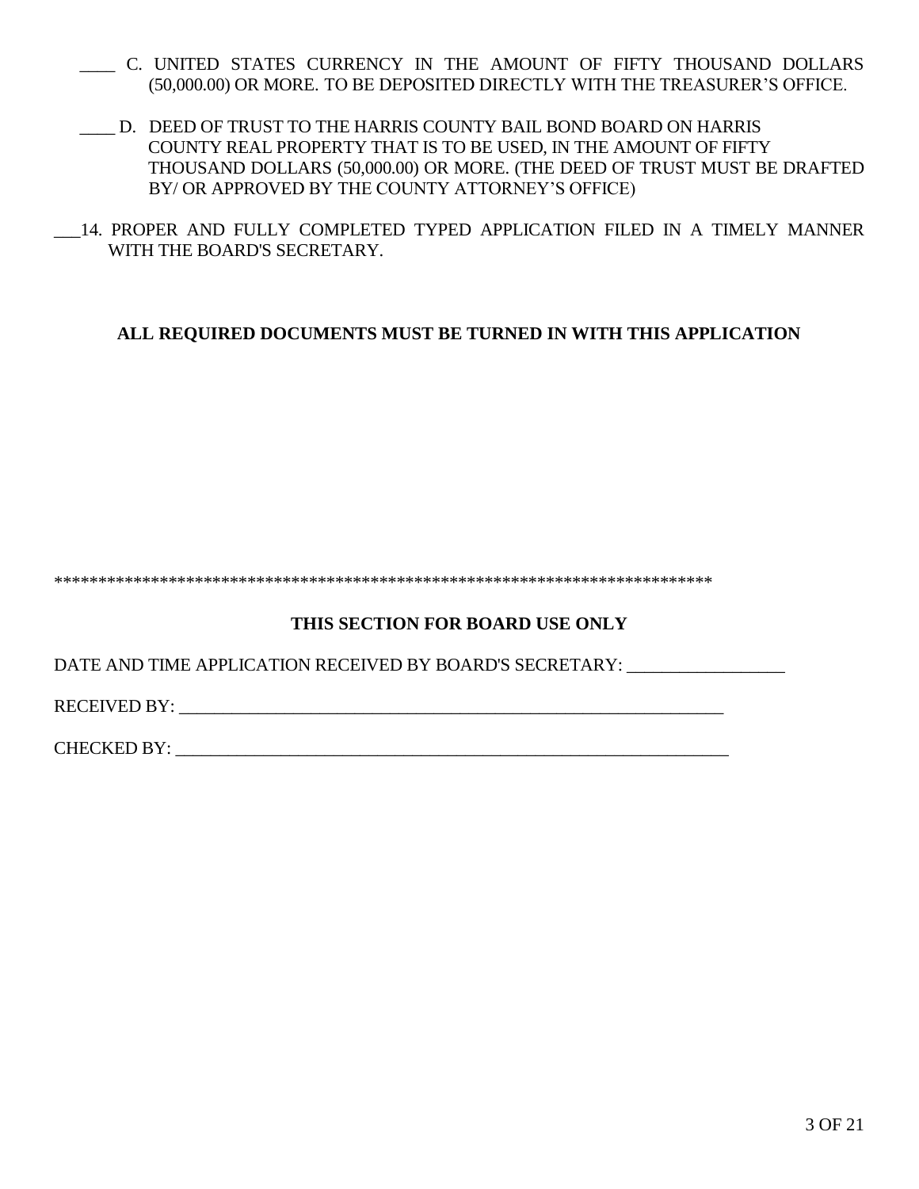____ C. UNITED STATES CURRENCY IN THE AMOUNT OF FIFTY THOUSAND DOLLARS (50,000.00) OR MORE. TO BE DEPOSITED DIRECTLY WITH THE TREASURER'S OFFICE.

____ D. DEED OF TRUST TO THE HARRIS COUNTY BAIL BOND BOARD ON HARRIS COUNTY REAL PROPERTY THAT IS TO BE USED, IN THE AMOUNT OF FIFTY THOUSAND DOLLARS (50,000.00) OR MORE. (THE DEED OF TRUST MUST BE DRAFTED BY/ OR APPROVED BY THE COUNTY ATTORNEY'S OFFICE)

___14. PROPER AND FULLY COMPLETED TYPED APPLICATION FILED IN A TIMELY MANNER WITH THE BOARD'S SECRETARY.

**ALL REQUIRED DOCUMENTS MUST BE TURNED IN WITH THIS APPLICATION**

*****************************************************************************

**THIS SECTION FOR BOARD USE ONLY**

DATE AND TIME APPLICATION RECEIVED BY BOARD'S SECRETARY: __________________

RECEIVED BY: _______________________________________________________________

CHECKED BY: _______________________________________________________________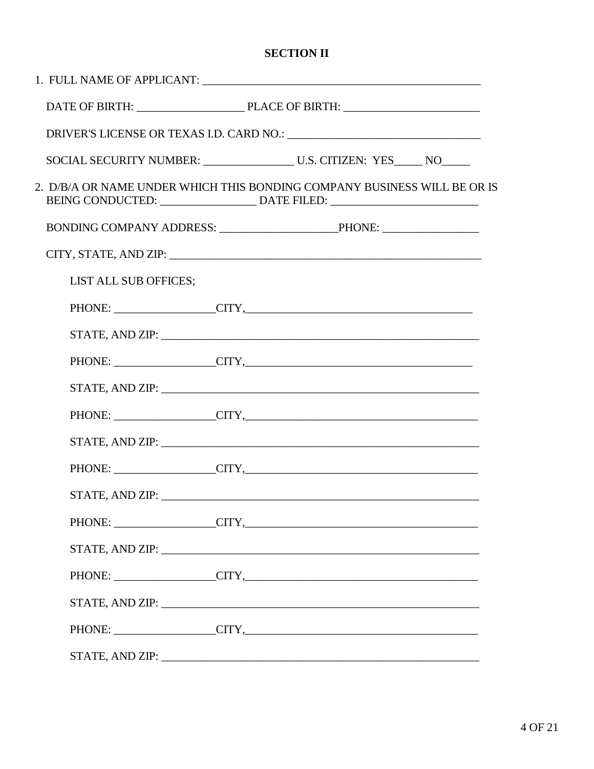## SECTION II

1. FULL NAME OF APPLICANT: ______________________________________________

   DATE OF BIRTH: __________________ PLACE OF BIRTH: _______________________

   DRIVER'S LICENSE OR TEXAS I.D. CARD NO.: ________________________________

   SOCIAL SECURITY NUMBER: _______________ U.S. CITIZEN: YES_____ NO_____

2. D/B/A OR NAME UNDER WHICH THIS BONDING COMPANY BUSINESS WILL BE OR IS BEING CONDUCTED: ________________ DATE FILED: _________________________

   BONDING COMPANY ADDRESS: ____________________PHONE: ________________

   CITY, STATE, AND ZIP: _______________________________________________________

   LIST ALL SUB OFFICES;

   PHONE: _________________CITY,_______________________________________

   STATE, AND ZIP: _____________________________________________________

   PHONE: _________________CITY,_______________________________________

   STATE, AND ZIP: _____________________________________________________

   PHONE: _________________CITY,_______________________________________

   STATE, AND ZIP: _____________________________________________________

   PHONE: _________________CITY,_______________________________________

   STATE, AND ZIP: _____________________________________________________

   PHONE: _________________CITY,_______________________________________

   STATE, AND ZIP: _____________________________________________________

   PHONE: _________________CITY,_______________________________________

   STATE, AND ZIP: _____________________________________________________

   PHONE: _________________CITY,_______________________________________

   STATE, AND ZIP: _____________________________________________________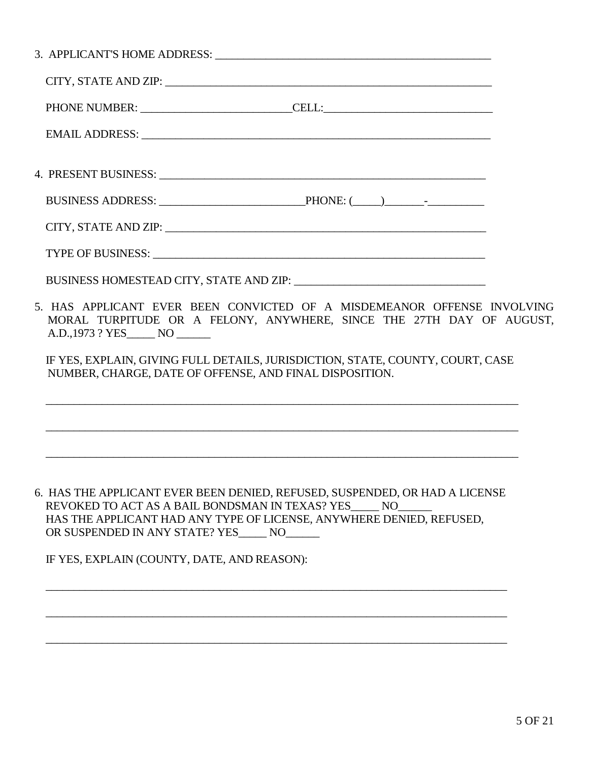3. APPLICANT'S HOME ADDRESS: ____________________________________________

CITY, STATE AND ZIP: ____________________________________________________

PHONE NUMBER: ________________________ CELL: ___________________________

EMAIL ADDRESS: _________________________________________________________

4. PRESENT BUSINESS: ____________________________________________________

BUSINESS ADDRESS: ______________________ PHONE: (_____)_______-__________

CITY, STATE AND ZIP: ____________________________________________________

TYPE OF BUSINESS: ______________________________________________________

BUSINESS HOMESTEAD CITY, STATE AND ZIP: __________________________________

5. HAS APPLICANT EVER BEEN CONVICTED OF A MISDEMEANOR OFFENSE INVOLVING MORAL TURPITUDE OR A FELONY, ANYWHERE, SINCE THE 27TH DAY OF AUGUST, A.D.,1973 ? YES_____ NO ______

IF YES, EXPLAIN, GIVING FULL DETAILS, JURISDICTION, STATE, COUNTY, COURT, CASE NUMBER, CHARGE, DATE OF OFFENSE, AND FINAL DISPOSITION.

_______________________________________________________________________________

_______________________________________________________________________________

_______________________________________________________________________________

6. HAS THE APPLICANT EVER BEEN DENIED, REFUSED, SUSPENDED, OR HAD A LICENSE REVOKED TO ACT AS A BAIL BONDSMAN IN TEXAS? YES_____ NO______
HAS THE APPLICANT HAD ANY TYPE OF LICENSE, ANYWHERE DENIED, REFUSED, OR SUSPENDED IN ANY STATE? YES_____ NO______

IF YES, EXPLAIN (COUNTY, DATE, AND REASON):

_______________________________________________________________________________

_______________________________________________________________________________

_______________________________________________________________________________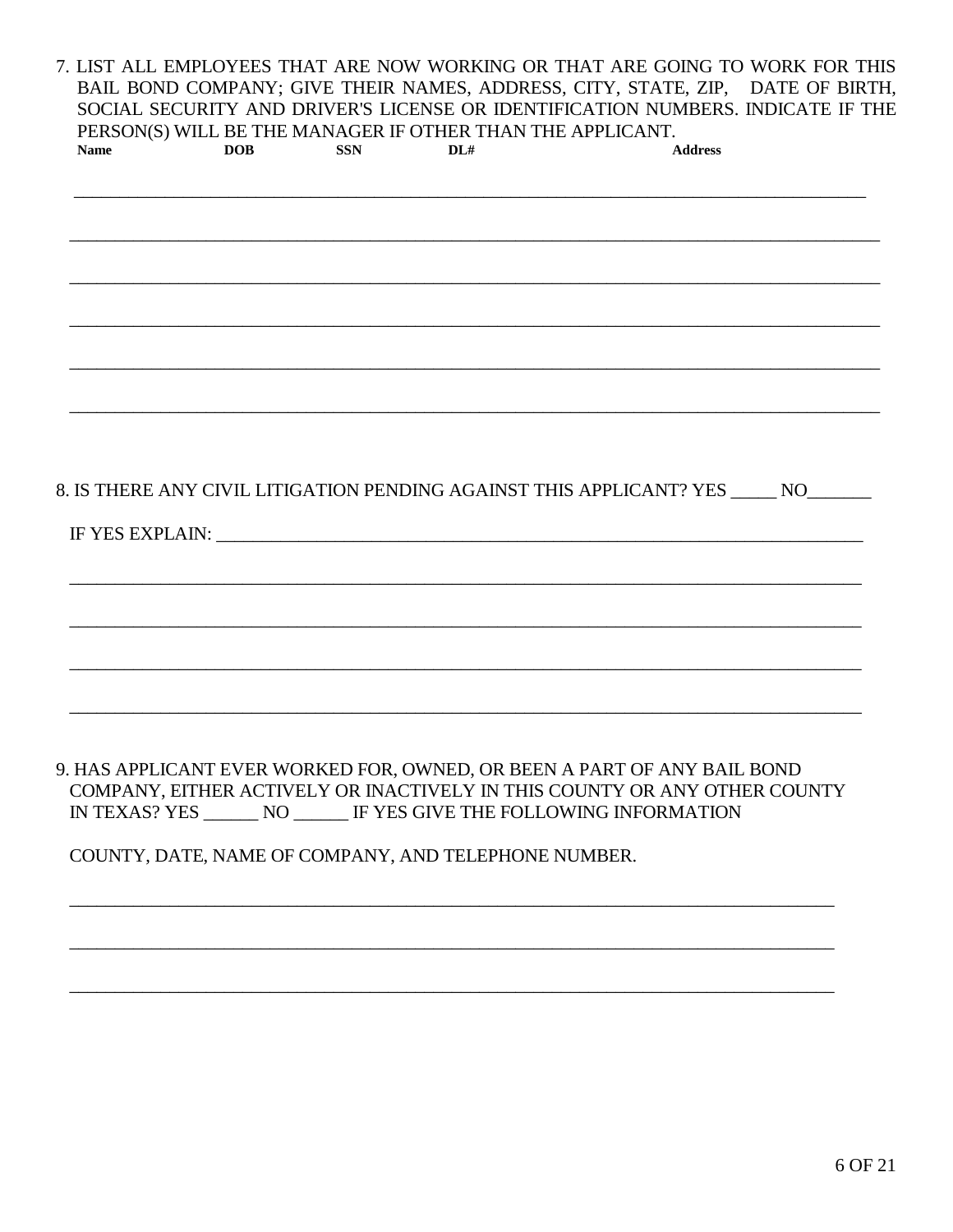7. LIST ALL EMPLOYEES THAT ARE NOW WORKING OR THAT ARE GOING TO WORK FOR THIS BAIL BOND COMPANY; GIVE THEIR NAMES, ADDRESS, CITY, STATE, ZIP, DATE OF BIRTH, SOCIAL SECURITY AND DRIVER'S LICENSE OR IDENTIFICATION NUMBERS. INDICATE IF THE PERSON(S) WILL BE THE MANAGER IF OTHER THAN THE APPLICANT.

| Name | DOB | SSN | DL# | Address |
|---|---|---|---|---|
| | | | | |
| | | | | |
| | | | | |
| | | | | |
| | | | | |
| | | | | |

8. IS THERE ANY CIVIL LITIGATION PENDING AGAINST THIS APPLICANT? YES _____ NO_______

IF YES EXPLAIN: ___________________________________________________________________________

___________________________________________________________________________

___________________________________________________________________________

___________________________________________________________________________

___________________________________________________________________________

9. HAS APPLICANT EVER WORKED FOR, OWNED, OR BEEN A PART OF ANY BAIL BOND COMPANY, EITHER ACTIVELY OR INACTIVELY IN THIS COUNTY OR ANY OTHER COUNTY IN TEXAS? YES ______ NO ______ IF YES GIVE THE FOLLOWING INFORMATION

COUNTY, DATE, NAME OF COMPANY, AND TELEPHONE NUMBER.

___________________________________________________________________________

___________________________________________________________________________

___________________________________________________________________________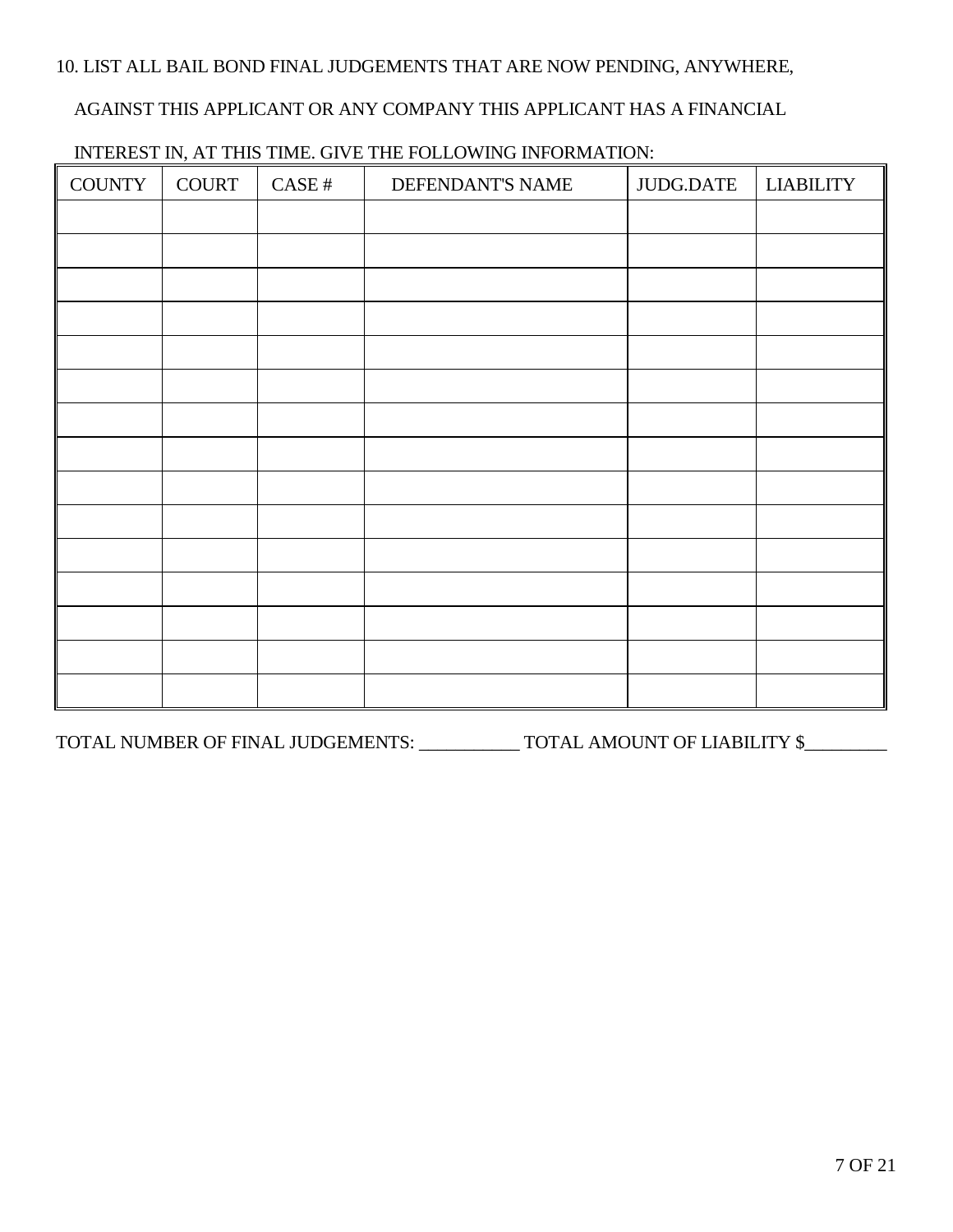10. LIST ALL BAIL BOND FINAL JUDGEMENTS THAT ARE NOW PENDING, ANYWHERE, AGAINST THIS APPLICANT OR ANY COMPANY THIS APPLICANT HAS A FINANCIAL INTEREST IN, AT THIS TIME. GIVE THE FOLLOWING INFORMATION:

| COUNTY | COURT | CASE # | DEFENDANT'S NAME | JUDG.DATE | LIABILITY |
|---|---|---|---|---|---|
| | | | | | |
| | | | | | |
| | | | | | |
| | | | | | |
| | | | | | |
| | | | | | |
| | | | | | |
| | | | | | |
| | | | | | |
| | | | | | |
| | | | | | |
| | | | | | |
| | | | | | |
| | | | | | |
| | | | | | |

TOTAL NUMBER OF FINAL JUDGEMENTS: ___________ TOTAL AMOUNT OF LIABILITY $_________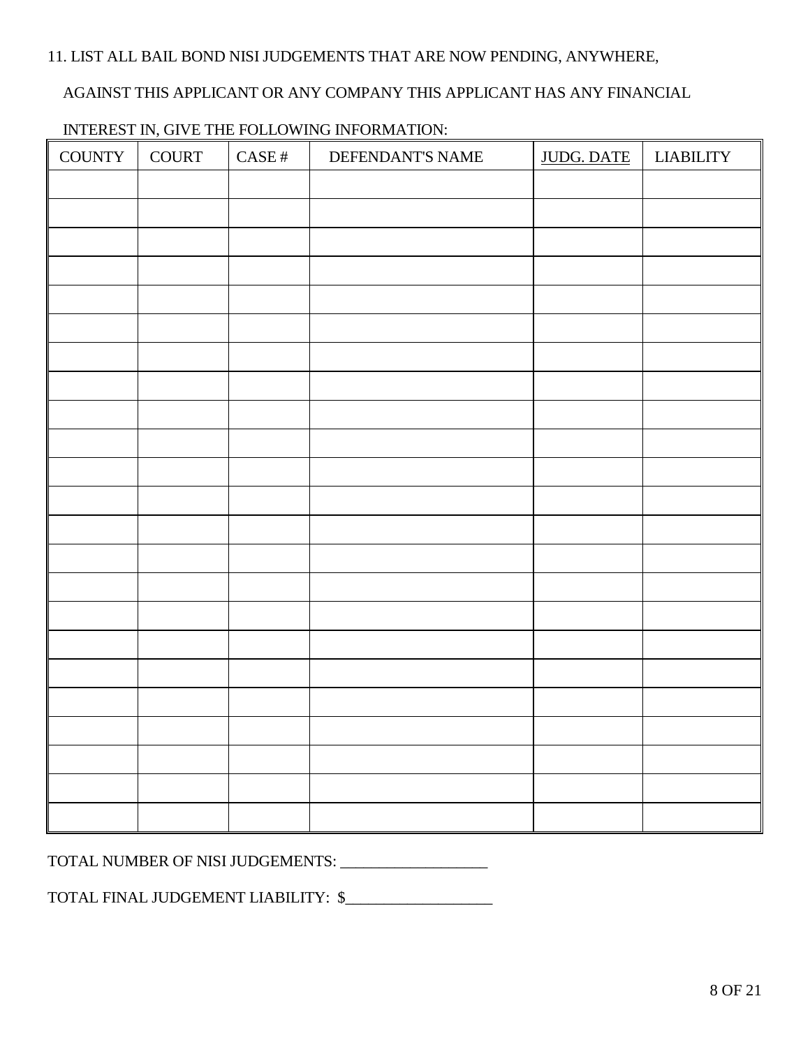11. LIST ALL BAIL BOND NISI JUDGEMENTS THAT ARE NOW PENDING, ANYWHERE, AGAINST THIS APPLICANT OR ANY COMPANY THIS APPLICANT HAS ANY FINANCIAL INTEREST IN, GIVE THE FOLLOWING INFORMATION:

| COUNTY | COURT | CASE # | DEFENDANT'S NAME | JUDG. DATE | LIABILITY |
|---|---|---|---|---|---|
| | | | | | |
| | | | | | |
| | | | | | |
| | | | | | |
| | | | | | |
| | | | | | |
| | | | | | |
| | | | | | |
| | | | | | |
| | | | | | |
| | | | | | |
| | | | | | |
| | | | | | |
| | | | | | |
| | | | | | |
| | | | | | |
| | | | | | |
| | | | | | |
| | | | | | |
| | | | | | |
| | | | | | |
| | | | | | |
| | | | | | |

TOTAL NUMBER OF NISI JUDGEMENTS: ___________________

TOTAL FINAL JUDGEMENT LIABILITY: $___________________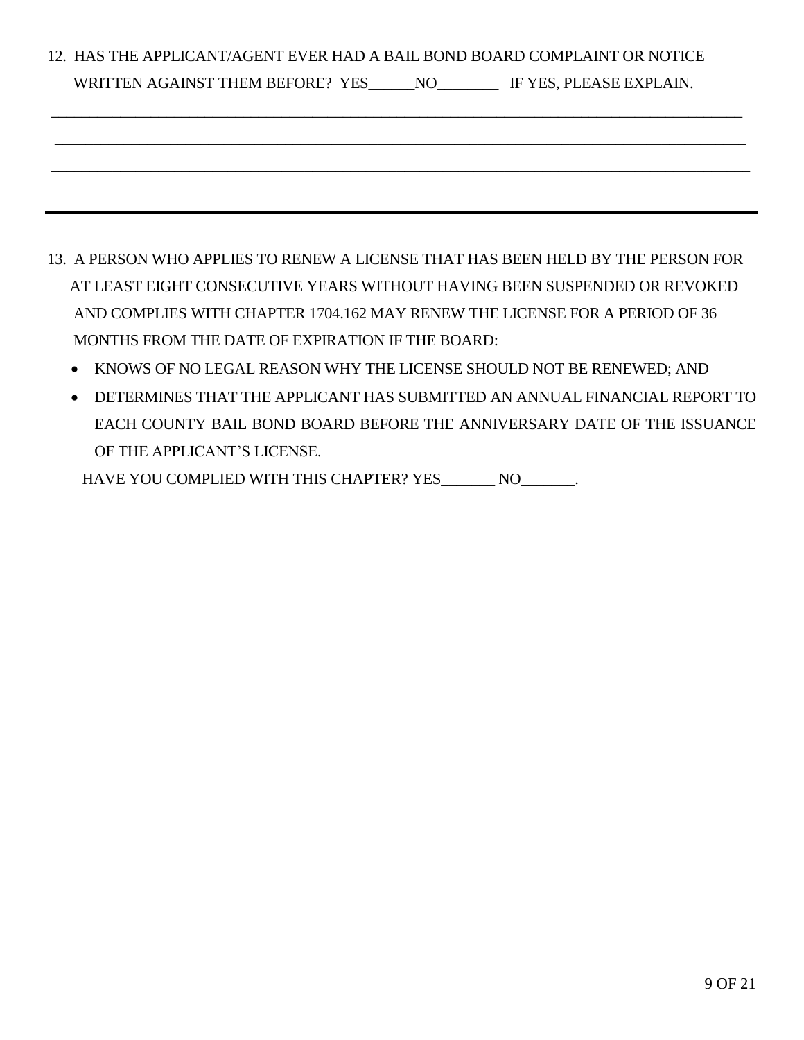12. HAS THE APPLICANT/AGENT EVER HAD A BAIL BOND BOARD COMPLAINT OR NOTICE WRITTEN AGAINST THEM BEFORE? YES______NO________ IF YES, PLEASE EXPLAIN.

______________________________________________________________________________

______________________________________________________________________________

______________________________________________________________________________

---

13. A PERSON WHO APPLIES TO RENEW A LICENSE THAT HAS BEEN HELD BY THE PERSON FOR AT LEAST EIGHT CONSECUTIVE YEARS WITHOUT HAVING BEEN SUSPENDED OR REVOKED AND COMPLIES WITH CHAPTER 1704.162 MAY RENEW THE LICENSE FOR A PERIOD OF 36 MONTHS FROM THE DATE OF EXPIRATION IF THE BOARD:

   - KNOWS OF NO LEGAL REASON WHY THE LICENSE SHOULD NOT BE RENEWED; AND
   - DETERMINES THAT THE APPLICANT HAS SUBMITTED AN ANNUAL FINANCIAL REPORT TO EACH COUNTY BAIL BOND BOARD BEFORE THE ANNIVERSARY DATE OF THE ISSUANCE OF THE APPLICANT'S LICENSE.

   HAVE YOU COMPLIED WITH THIS CHAPTER? YES_______ NO_______.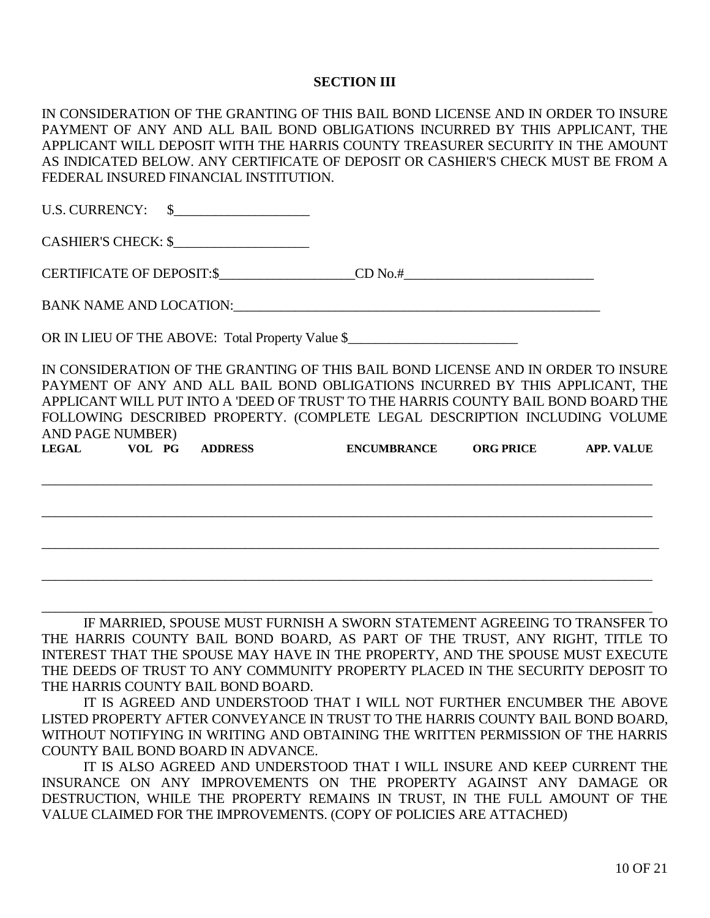## SECTION III

IN CONSIDERATION OF THE GRANTING OF THIS BAIL BOND LICENSE AND IN ORDER TO INSURE PAYMENT OF ANY AND ALL BAIL BOND OBLIGATIONS INCURRED BY THIS APPLICANT, THE APPLICANT WILL DEPOSIT WITH THE HARRIS COUNTY TREASURER SECURITY IN THE AMOUNT AS INDICATED BELOW. ANY CERTIFICATE OF DEPOSIT OR CASHIER'S CHECK MUST BE FROM A FEDERAL INSURED FINANCIAL INSTITUTION.

U.S. CURRENCY: $____________________

CASHIER'S CHECK: $____________________

CERTIFICATE OF DEPOSIT:$____________________CD No.#____________________________

BANK NAME AND LOCATION:________________________________________________________

OR IN LIEU OF THE ABOVE: Total Property Value $_________________________

IN CONSIDERATION OF THE GRANTING OF THIS BAIL BOND LICENSE AND IN ORDER TO INSURE PAYMENT OF ANY AND ALL BAIL BOND OBLIGATIONS INCURRED BY THIS APPLICANT, THE APPLICANT WILL PUT INTO A 'DEED OF TRUST' TO THE HARRIS COUNTY BAIL BOND BOARD THE FOLLOWING DESCRIBED PROPERTY. (COMPLETE LEGAL DESCRIPTION INCLUDING VOLUME AND PAGE NUMBER)

| LEGAL | VOL | PG | ADDRESS | ENCUMBRANCE | ORG PRICE | APP. VALUE |
|---|---|---|---|---|---|---|
| | | | | | | |
| | | | | | | |
| | | | | | | |
| | | | | | | |
| | | | | | | |

IF MARRIED, SPOUSE MUST FURNISH A SWORN STATEMENT AGREEING TO TRANSFER TO THE HARRIS COUNTY BAIL BOND BOARD, AS PART OF THE TRUST, ANY RIGHT, TITLE TO INTEREST THAT THE SPOUSE MAY HAVE IN THE PROPERTY, AND THE SPOUSE MUST EXECUTE THE DEEDS OF TRUST TO ANY COMMUNITY PROPERTY PLACED IN THE SECURITY DEPOSIT TO THE HARRIS COUNTY BAIL BOND BOARD.

IT IS AGREED AND UNDERSTOOD THAT I WILL NOT FURTHER ENCUMBER THE ABOVE LISTED PROPERTY AFTER CONVEYANCE IN TRUST TO THE HARRIS COUNTY BAIL BOND BOARD, WITHOUT NOTIFYING IN WRITING AND OBTAINING THE WRITTEN PERMISSION OF THE HARRIS COUNTY BAIL BOND BOARD IN ADVANCE.

IT IS ALSO AGREED AND UNDERSTOOD THAT I WILL INSURE AND KEEP CURRENT THE INSURANCE ON ANY IMPROVEMENTS ON THE PROPERTY AGAINST ANY DAMAGE OR DESTRUCTION, WHILE THE PROPERTY REMAINS IN TRUST, IN THE FULL AMOUNT OF THE VALUE CLAIMED FOR THE IMPROVEMENTS. (COPY OF POLICIES ARE ATTACHED)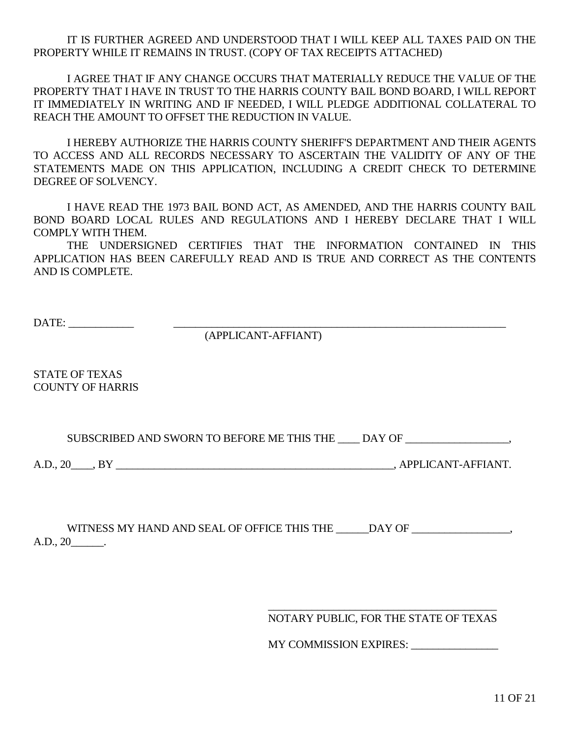IT IS FURTHER AGREED AND UNDERSTOOD THAT I WILL KEEP ALL TAXES PAID ON THE PROPERTY WHILE IT REMAINS IN TRUST. (COPY OF TAX RECEIPTS ATTACHED)

I AGREE THAT IF ANY CHANGE OCCURS THAT MATERIALLY REDUCE THE VALUE OF THE PROPERTY THAT I HAVE IN TRUST TO THE HARRIS COUNTY BAIL BOND BOARD, I WILL REPORT IT IMMEDIATELY IN WRITING AND IF NEEDED, I WILL PLEDGE ADDITIONAL COLLATERAL TO REACH THE AMOUNT TO OFFSET THE REDUCTION IN VALUE.

I HEREBY AUTHORIZE THE HARRIS COUNTY SHERIFF'S DEPARTMENT AND THEIR AGENTS TO ACCESS AND ALL RECORDS NECESSARY TO ASCERTAIN THE VALIDITY OF ANY OF THE STATEMENTS MADE ON THIS APPLICATION, INCLUDING A CREDIT CHECK TO DETERMINE DEGREE OF SOLVENCY.

I HAVE READ THE 1973 BAIL BOND ACT, AS AMENDED, AND THE HARRIS COUNTY BAIL BOND BOARD LOCAL RULES AND REGULATIONS AND I HEREBY DECLARE THAT I WILL COMPLY WITH THEM.

THE UNDERSIGNED CERTIFIES THAT THE INFORMATION CONTAINED IN THIS APPLICATION HAS BEEN CAREFULLY READ AND IS TRUE AND CORRECT AS THE CONTENTS AND IS COMPLETE.

DATE: ____________ _________________________________________________________________

(APPLICANT-AFFIANT)

STATE OF TEXAS
COUNTY OF HARRIS

SUBSCRIBED AND SWORN TO BEFORE ME THIS THE ____ DAY OF __________________,

A.D., 20____, BY ____________________________________________________, APPLICANT-AFFIANT.

WITNESS MY HAND AND SEAL OF OFFICE THIS THE ______DAY OF _________________, A.D., 20______.

__________________________________________

NOTARY PUBLIC, FOR THE STATE OF TEXAS

MY COMMISSION EXPIRES: ________________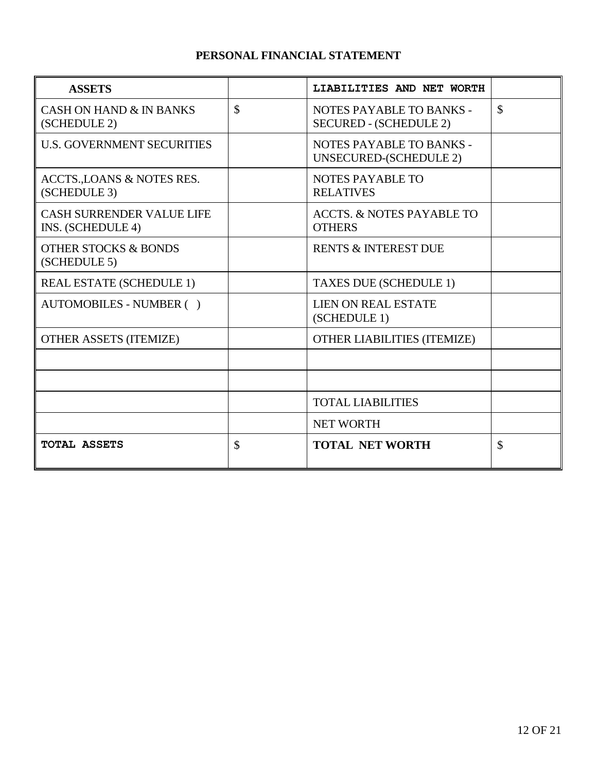# PERSONAL FINANCIAL STATEMENT

| **ASSETS** | | **LIABILITIES AND NET WORTH** | |
|---|---|---|---|
| CASH ON HAND & IN BANKS (SCHEDULE 2) | $ | NOTES PAYABLE TO BANKS - SECURED - (SCHEDULE 2) | $ |
| U.S. GOVERNMENT SECURITIES | | NOTES PAYABLE TO BANKS - UNSECURED-(SCHEDULE 2) | |
| ACCTS.,LOANS & NOTES RES. (SCHEDULE 3) | | NOTES PAYABLE TO RELATIVES | |
| CASH SURRENDER VALUE LIFE INS. (SCHEDULE 4) | | ACCTS. & NOTES PAYABLE TO OTHERS | |
| OTHER STOCKS & BONDS (SCHEDULE 5) | | RENTS & INTEREST DUE | |
| REAL ESTATE (SCHEDULE 1) | | TAXES DUE (SCHEDULE 1) | |
| AUTOMOBILES - NUMBER ( ) | | LIEN ON REAL ESTATE (SCHEDULE 1) | |
| OTHER ASSETS (ITEMIZE) | | OTHER LIABILITIES (ITEMIZE) | |
| | | | |
| | | | |
| | | TOTAL LIABILITIES | |
| | | NET WORTH | |
| **TOTAL ASSETS** | $ | **TOTAL NET WORTH** | $ |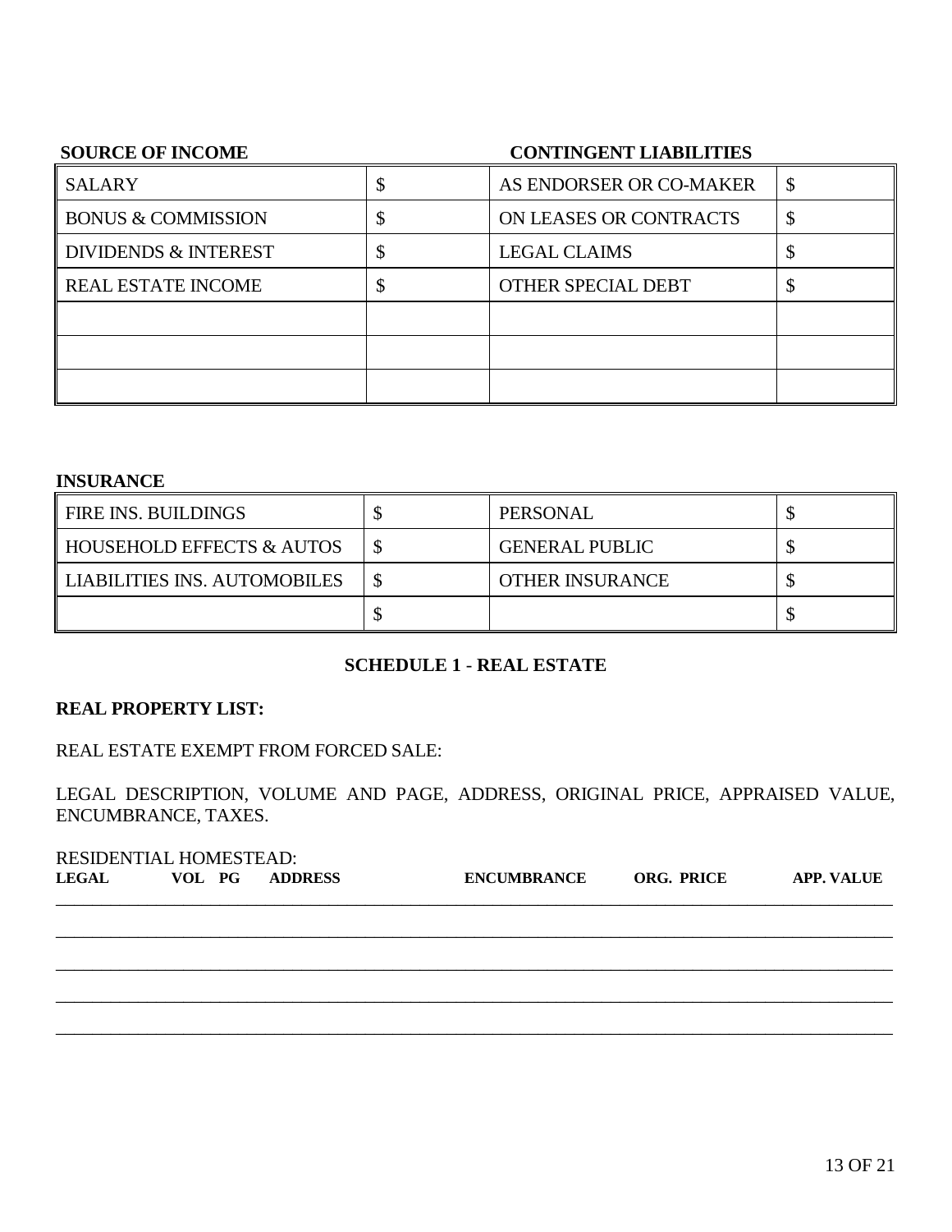**SOURCE OF INCOME** **CONTINGENT LIABILITIES**

| | | | |
|---|---|---|---|
| SALARY | $ | AS ENDORSER OR CO-MAKER | $ |
| BONUS & COMMISSION | $ | ON LEASES OR CONTRACTS | $ |
| DIVIDENDS & INTEREST | $ | LEGAL CLAIMS | $ |
| REAL ESTATE INCOME | $ | OTHER SPECIAL DEBT | $ |
| | | | |
| | | | |
| | | | |

**INSURANCE**

| | | | |
|---|---|---|---|
| FIRE INS. BUILDINGS | $ | PERSONAL | $ |
| HOUSEHOLD EFFECTS & AUTOS | $ | GENERAL PUBLIC | $ |
| LIABILITIES INS. AUTOMOBILES | $ | OTHER INSURANCE | $ |
| | $ | | $ |

## SCHEDULE 1 - REAL ESTATE

**REAL PROPERTY LIST:**

REAL ESTATE EXEMPT FROM FORCED SALE:

LEGAL DESCRIPTION, VOLUME AND PAGE, ADDRESS, ORIGINAL PRICE, APPRAISED VALUE, ENCUMBRANCE, TAXES.

RESIDENTIAL HOMESTEAD:

| LEGAL | VOL PG | ADDRESS | ENCUMBRANCE | ORG. PRICE | APP. VALUE |
|---|---|---|---|---|---|
| | | | | | |
| | | | | | |
| | | | | | |
| | | | | | |
| | | | | | |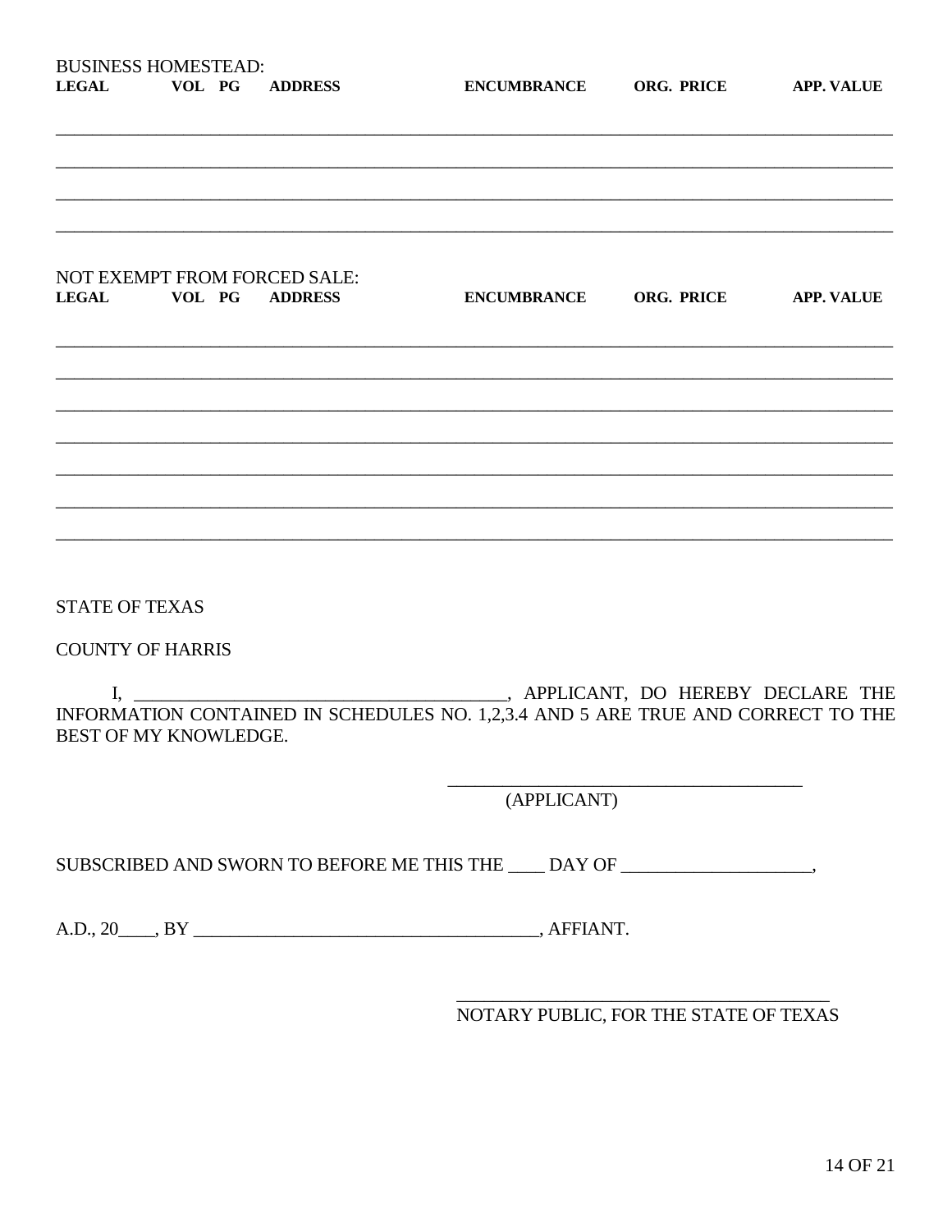BUSINESS HOMESTEAD:

| LEGAL | VOL | PG | ADDRESS | ENCUMBRANCE | ORG. PRICE | APP. VALUE |
|---|---|---|---|---|---|---|
| | | | | | | |
| | | | | | | |
| | | | | | | |
| | | | | | | |

NOT EXEMPT FROM FORCED SALE:

| LEGAL | VOL | PG | ADDRESS | ENCUMBRANCE | ORG. PRICE | APP. VALUE |
|---|---|---|---|---|---|---|
| | | | | | | |
| | | | | | | |
| | | | | | | |
| | | | | | | |
| | | | | | | |
| | | | | | | |
| | | | | | | |

STATE OF TEXAS

COUNTY OF HARRIS

I, ________________________________________, APPLICANT, DO HEREBY DECLARE THE INFORMATION CONTAINED IN SCHEDULES NO. 1,2,3.4 AND 5 ARE TRUE AND CORRECT TO THE BEST OF MY KNOWLEDGE.

______________________________________
(APPLICANT)

SUBSCRIBED AND SWORN TO BEFORE ME THIS THE ____ DAY OF ____________________,

A.D., 20____, BY _____________________________________, AFFIANT.

________________________________________
NOTARY PUBLIC, FOR THE STATE OF TEXAS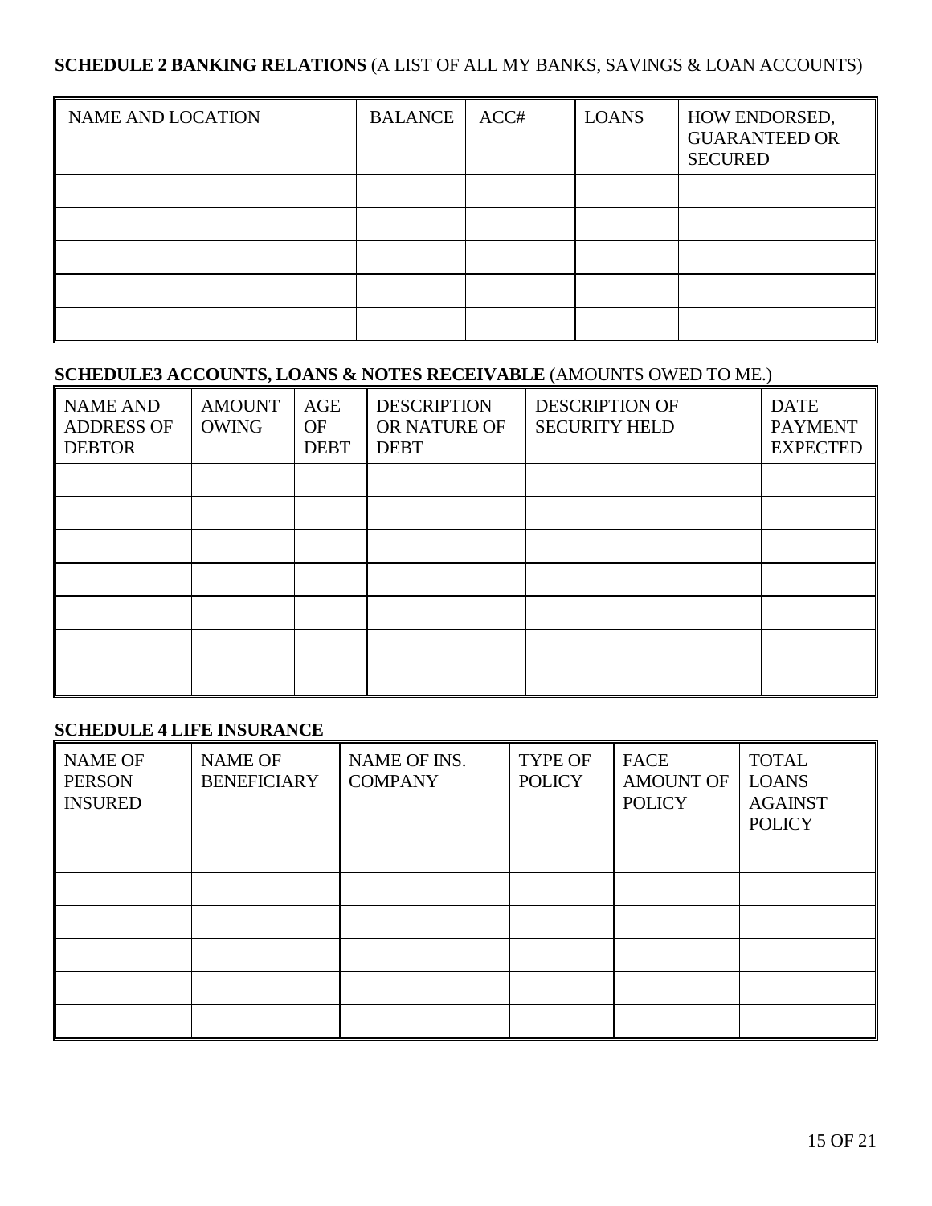**SCHEDULE 2 BANKING RELATIONS** (A LIST OF ALL MY BANKS, SAVINGS & LOAN ACCOUNTS)

| NAME AND LOCATION | BALANCE | ACC# | LOANS | HOW ENDORSED, GUARANTEED OR SECURED |
|---|---|---|---|---|
| | | | | |
| | | | | |
| | | | | |
| | | | | |
| | | | | |

**SCHEDULE3 ACCOUNTS, LOANS & NOTES RECEIVABLE** (AMOUNTS OWED TO ME.)

| NAME AND ADDRESS OF DEBTOR | AMOUNT OWING | AGE OF DEBT | DESCRIPTION OR NATURE OF DEBT | DESCRIPTION OF SECURITY HELD | DATE PAYMENT EXPECTED |
|---|---|---|---|---|---|
| | | | | | |
| | | | | | |
| | | | | | |
| | | | | | |
| | | | | | |
| | | | | | |
| | | | | | |

**SCHEDULE 4 LIFE INSURANCE**

| NAME OF PERSON INSURED | NAME OF BENEFICIARY | NAME OF INS. COMPANY | TYPE OF POLICY | FACE AMOUNT OF POLICY | TOTAL LOANS AGAINST POLICY |
|---|---|---|---|---|---|
| | | | | | |
| | | | | | |
| | | | | | |
| | | | | | |
| | | | | | |
| | | | | | |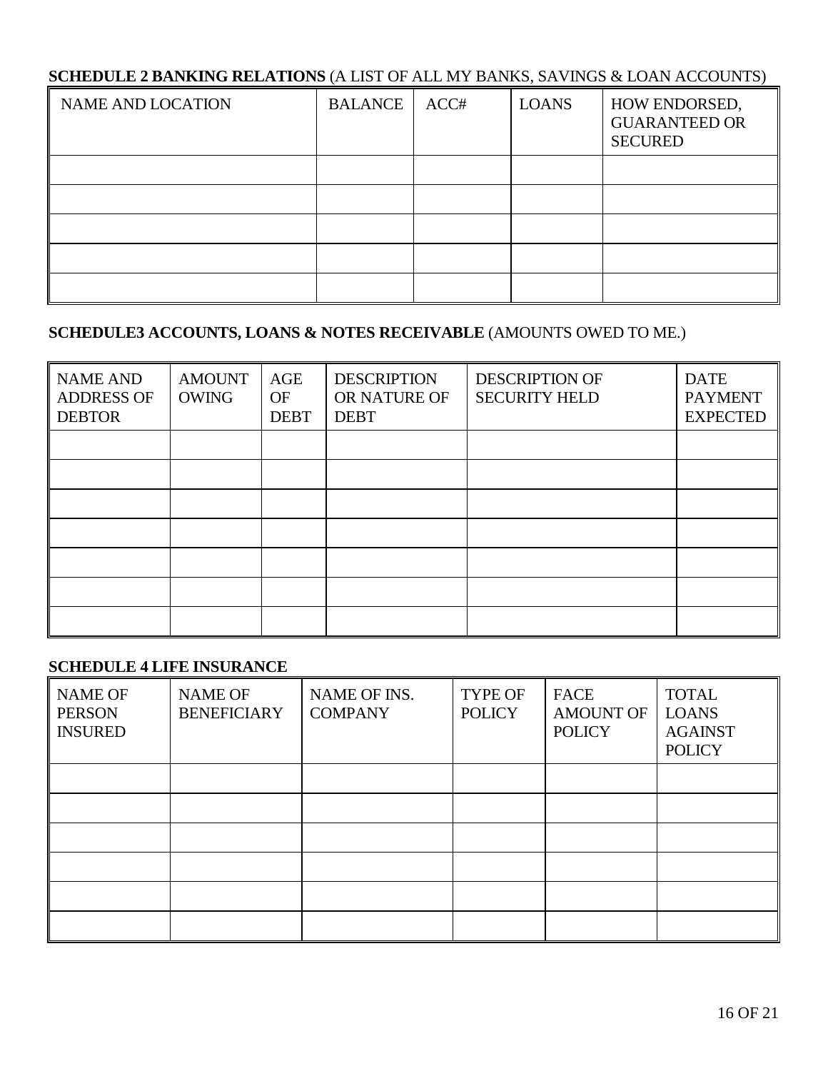**SCHEDULE 2 BANKING RELATIONS** (A LIST OF ALL MY BANKS, SAVINGS & LOAN ACCOUNTS)

| NAME AND LOCATION | BALANCE | ACC# | LOANS | HOW ENDORSED, GUARANTEED OR SECURED |
|---|---|---|---|---|
| | | | | |
| | | | | |
| | | | | |
| | | | | |
| | | | | |

**SCHEDULE3 ACCOUNTS, LOANS & NOTES RECEIVABLE** (AMOUNTS OWED TO ME.)

| NAME AND ADDRESS OF DEBTOR | AMOUNT OWING | AGE OF DEBT | DESCRIPTION OR NATURE OF DEBT | DESCRIPTION OF SECURITY HELD | DATE PAYMENT EXPECTED |
|---|---|---|---|---|---|
| | | | | | |
| | | | | | |
| | | | | | |
| | | | | | |
| | | | | | |
| | | | | | |
| | | | | | |

**SCHEDULE 4 LIFE INSURANCE**

| NAME OF PERSON INSURED | NAME OF BENEFICIARY | NAME OF INS. COMPANY | TYPE OF POLICY | FACE AMOUNT OF POLICY | TOTAL LOANS AGAINST POLICY |
|---|---|---|---|---|---|
| | | | | | |
| | | | | | |
| | | | | | |
| | | | | | |
| | | | | | |
| | | | | | |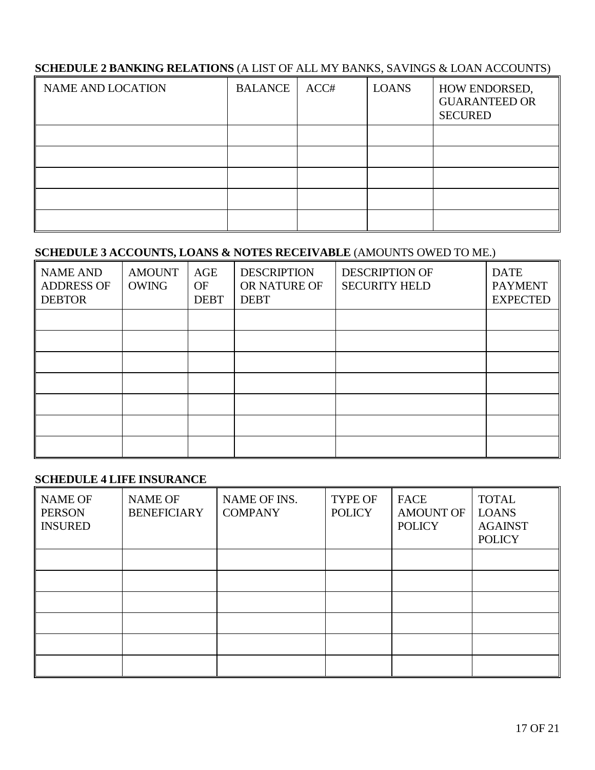**SCHEDULE 2 BANKING RELATIONS** (A LIST OF ALL MY BANKS, SAVINGS & LOAN ACCOUNTS)

| NAME AND LOCATION | BALANCE | ACC# | LOANS | HOW ENDORSED, GUARANTEED OR SECURED |
|---|---|---|---|---|
| | | | | |
| | | | | |
| | | | | |
| | | | | |
| | | | | |

**SCHEDULE 3 ACCOUNTS, LOANS & NOTES RECEIVABLE** (AMOUNTS OWED TO ME.)

| NAME AND ADDRESS OF DEBTOR | AMOUNT OWING | AGE OF DEBT | DESCRIPTION OR NATURE OF DEBT | DESCRIPTION OF SECURITY HELD | DATE PAYMENT EXPECTED |
|---|---|---|---|---|---|
| | | | | | |
| | | | | | |
| | | | | | |
| | | | | | |
| | | | | | |
| | | | | | |
| | | | | | |

**SCHEDULE 4 LIFE INSURANCE**

| NAME OF PERSON INSURED | NAME OF BENEFICIARY | NAME OF INS. COMPANY | TYPE OF POLICY | FACE AMOUNT OF POLICY | TOTAL LOANS AGAINST POLICY |
|---|---|---|---|---|---|
| | | | | | |
| | | | | | |
| | | | | | |
| | | | | | |
| | | | | | |
| | | | | | |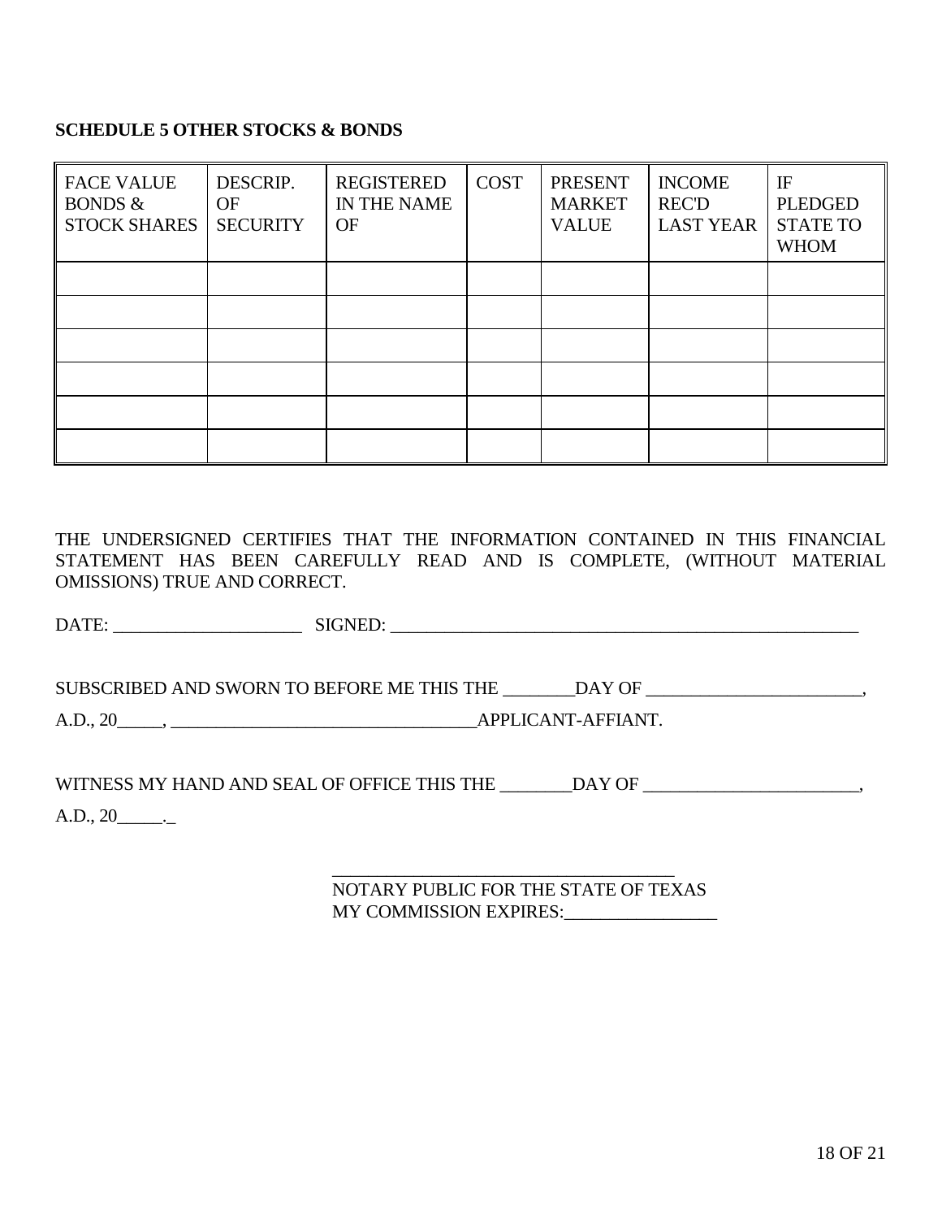**SCHEDULE 5 OTHER STOCKS & BONDS**

| FACE VALUE BONDS & STOCK SHARES | DESCRIP. OF SECURITY | REGISTERED IN THE NAME OF | COST | PRESENT MARKET VALUE | INCOME REC'D LAST YEAR | IF PLEDGED STATE TO WHOM |
|---|---|---|---|---|---|---|
| | | | | | | |
| | | | | | | |
| | | | | | | |
| | | | | | | |
| | | | | | | |
| | | | | | | |

THE UNDERSIGNED CERTIFIES THAT THE INFORMATION CONTAINED IN THIS FINANCIAL STATEMENT HAS BEEN CAREFULLY READ AND IS COMPLETE, (WITHOUT MATERIAL OMISSIONS) TRUE AND CORRECT.

DATE: _____________________ SIGNED: _______________________________________________________

SUBSCRIBED AND SWORN TO BEFORE ME THIS THE ________DAY OF ________________________,

A.D., 20_____, __________________________________APPLICANT-AFFIANT.

WITNESS MY HAND AND SEAL OF OFFICE THIS THE ________DAY OF ________________________,

A.D., 20_____._

______________________________________

NOTARY PUBLIC FOR THE STATE OF TEXAS
MY COMMISSION EXPIRES:_________________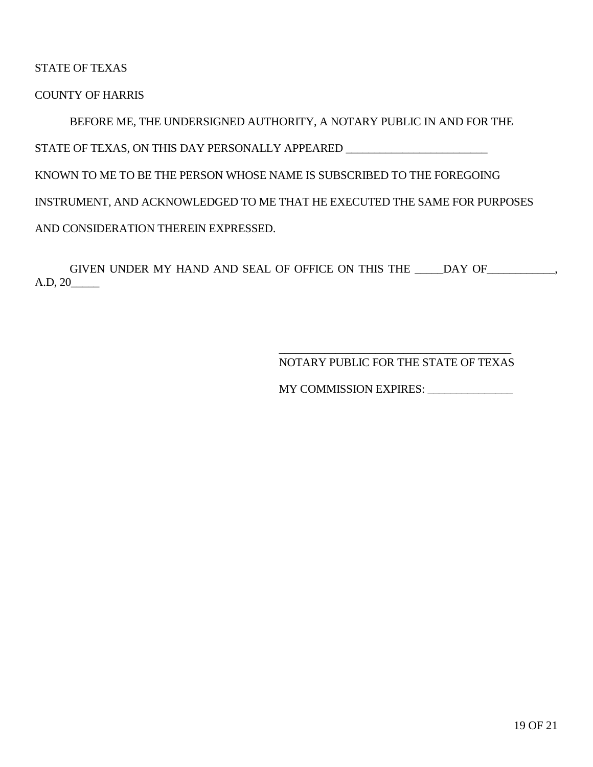STATE OF TEXAS

COUNTY OF HARRIS

BEFORE ME, THE UNDERSIGNED AUTHORITY, A NOTARY PUBLIC IN AND FOR THE STATE OF TEXAS, ON THIS DAY PERSONALLY APPEARED _________________________ KNOWN TO ME TO BE THE PERSON WHOSE NAME IS SUBSCRIBED TO THE FOREGOING INSTRUMENT, AND ACKNOWLEDGED TO ME THAT HE EXECUTED THE SAME FOR PURPOSES AND CONSIDERATION THEREIN EXPRESSED.

GIVEN UNDER MY HAND AND SEAL OF OFFICE ON THIS THE _____DAY OF____________, A.D, 20_____

_________________________________________
NOTARY PUBLIC FOR THE STATE OF TEXAS

MY COMMISSION EXPIRES: _______________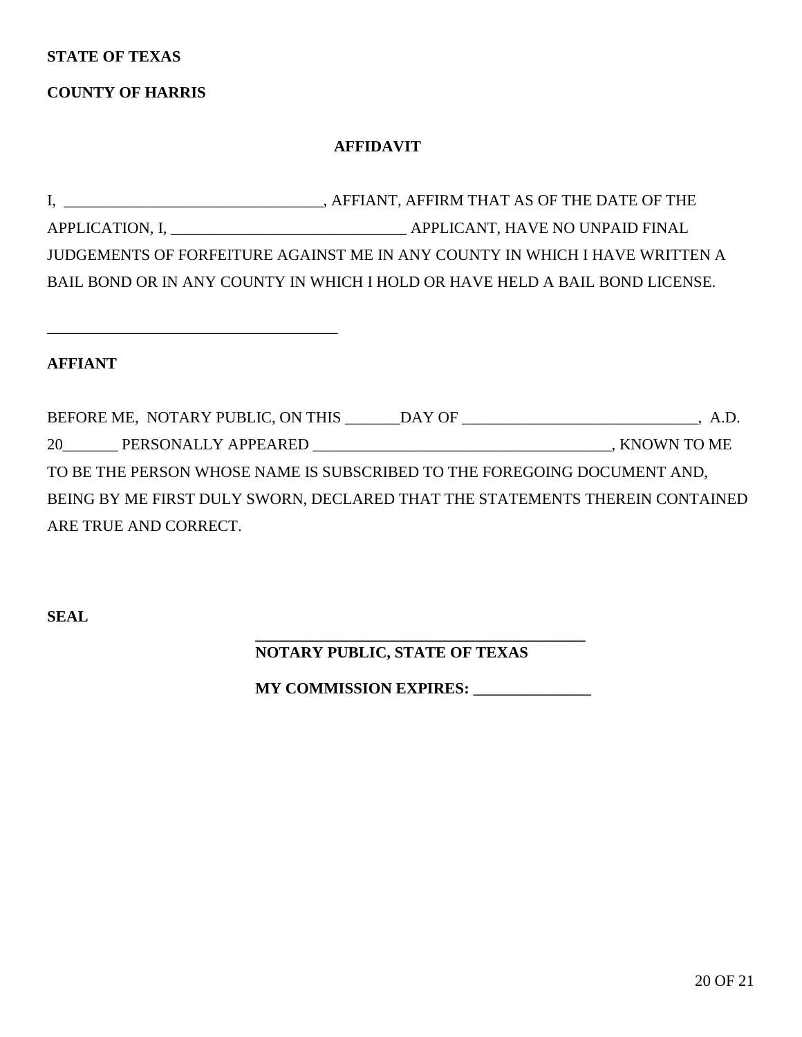**STATE OF TEXAS**

**COUNTY OF HARRIS**

**AFFIDAVIT**

I, _________________________________, AFFIANT, AFFIRM THAT AS OF THE DATE OF THE APPLICATION, I, ______________________________ APPLICANT, HAVE NO UNPAID FINAL JUDGEMENTS OF FORFEITURE AGAINST ME IN ANY COUNTY IN WHICH I HAVE WRITTEN A BAIL BOND OR IN ANY COUNTY IN WHICH I HOLD OR HAVE HELD A BAIL BOND LICENSE.

_____________________________________

**AFFIANT**

BEFORE ME, NOTARY PUBLIC, ON THIS _______DAY OF ______________________________, A.D. 20_______ PERSONALLY APPEARED ______________________________________, KNOWN TO ME TO BE THE PERSON WHOSE NAME IS SUBSCRIBED TO THE FOREGOING DOCUMENT AND, BEING BY ME FIRST DULY SWORN, DECLARED THAT THE STATEMENTS THEREIN CONTAINED ARE TRUE AND CORRECT.

**SEAL**

___________________________________________

**NOTARY PUBLIC, STATE OF TEXAS**

**MY COMMISSION EXPIRES: _______________**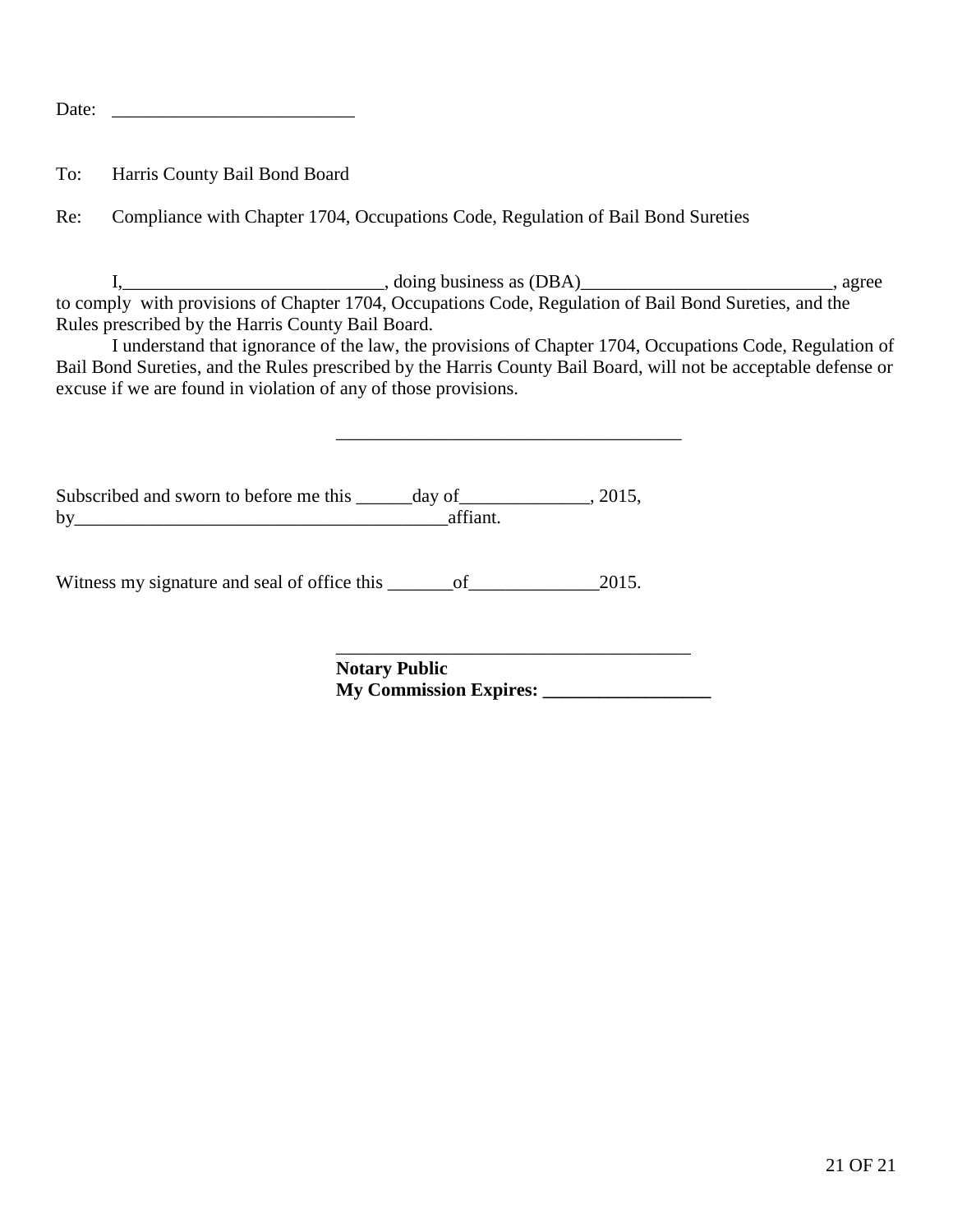Date: ___________________________

To: Harris County Bail Bond Board

Re: Compliance with Chapter 1704, Occupations Code, Regulation of Bail Bond Sureties

I,____________________________, doing business as (DBA)___________________________, agree to comply with provisions of Chapter 1704, Occupations Code, Regulation of Bail Bond Sureties, and the Rules prescribed by the Harris County Bail Board.

I understand that ignorance of the law, the provisions of Chapter 1704, Occupations Code, Regulation of Bail Bond Sureties, and the Rules prescribed by the Harris County Bail Board, will not be acceptable defense or excuse if we are found in violation of any of those provisions.

_____________________________________

Subscribed and sworn to before me this ______day of______________, 2015, by_________________________________________affiant.

Witness my signature and seal of office this _______of______________2015.

_______________________________________

**Notary Public**

**My Commission Expires: __________________**